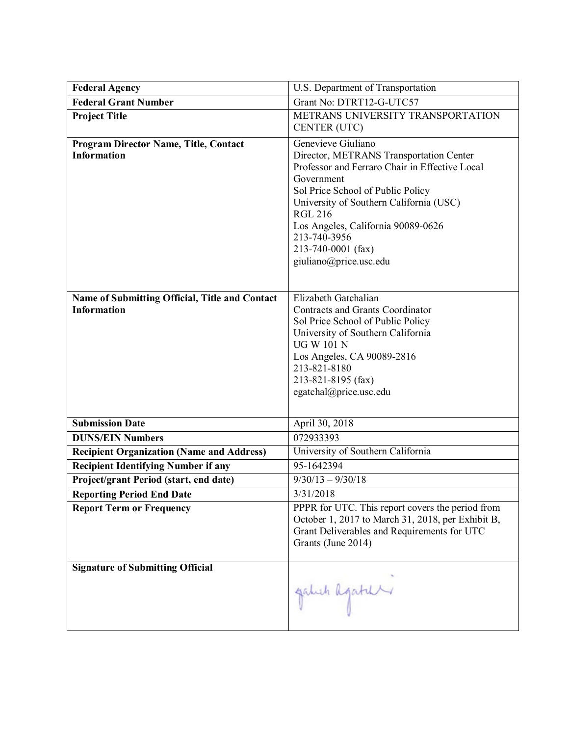| **Federal Agency** | U.S. Department of Transportation |
|---|---|
| **Federal Grant Number** | Grant No: DTRT12-G-UTC57 |
| **Project Title** | METRANS UNIVERSITY TRANSPORTATION CENTER (UTC) |
| **Program Director Name, Title, Contact Information** | Genevieve Giuliano<br>Director, METRANS Transportation Center<br>Professor and Ferraro Chair in Effective Local Government<br>Sol Price School of Public Policy<br>University of Southern California (USC)<br>RGL 216<br>Los Angeles, California 90089-0626<br>213-740-3956<br>213-740-0001 (fax)<br>giuliano@price.usc.edu |
| **Name of Submitting Official, Title and Contact Information** | Elizabeth Gatchalian<br>Contracts and Grants Coordinator<br>Sol Price School of Public Policy<br>University of Southern California<br>UG W 101 N<br>Los Angeles, CA 90089-2816<br>213-821-8180<br>213-821-8195 (fax)<br>egatchal@price.usc.edu |
| **Submission Date** | April 30, 2018 |
| **DUNS/EIN Numbers** | 072933393 |
| **Recipient Organization (Name and Address)** | University of Southern California |
| **Recipient Identifying Number if any** | 95-1642394 |
| **Project/grant Period (start, end date)** | 9/30/13 – 9/30/18 |
| **Reporting Period End Date** | 3/31/2018 |
| **Report Term or Frequency** | PPPR for UTC. This report covers the period from October 1, 2017 to March 31, 2018, per Exhibit B, Grant Deliverables and Requirements for UTC Grants (June 2014) |
| **Signature of Submitting Official** | |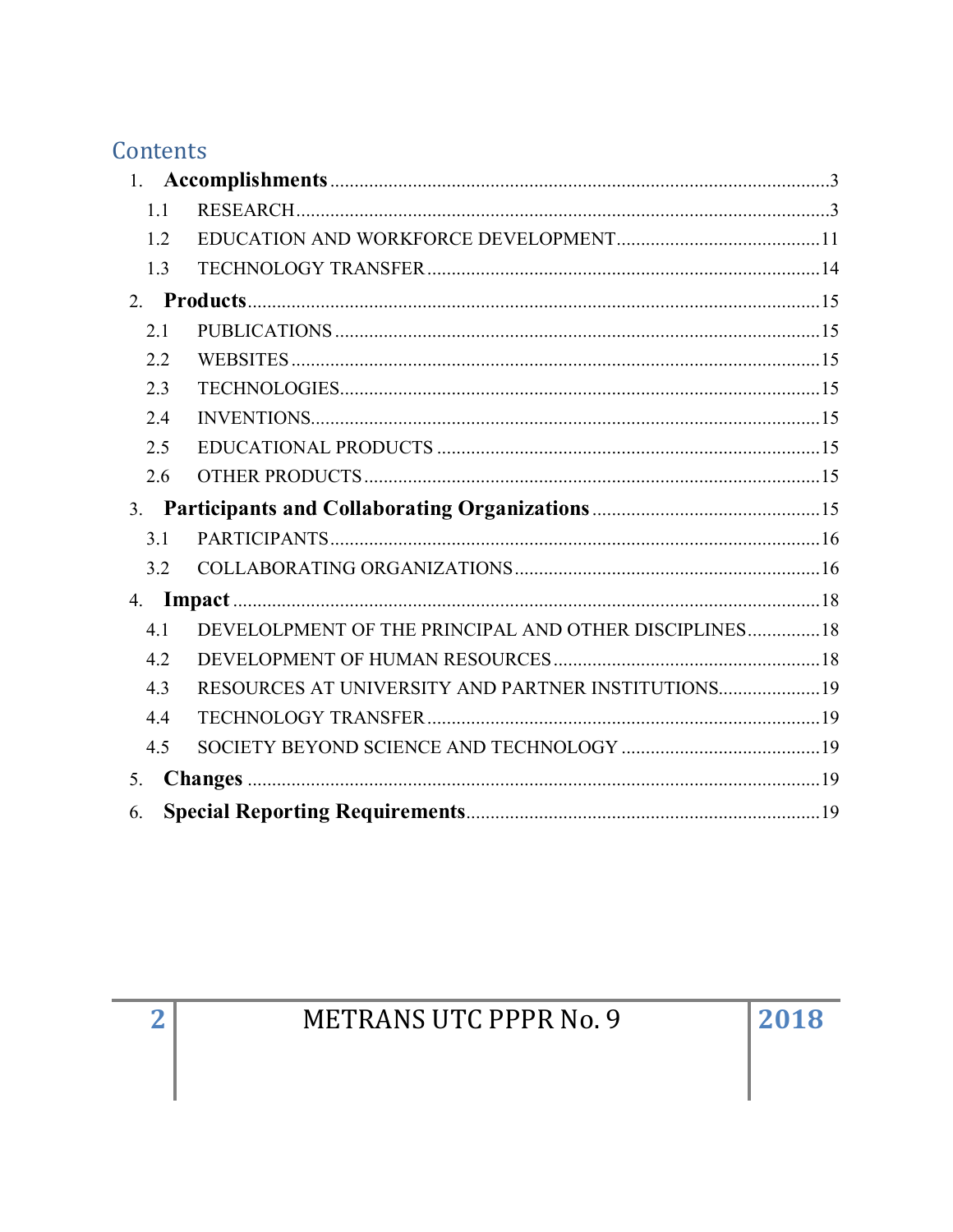# Contents

1. **Accomplishments** 3
   - 1.1 RESEARCH 3
   - 1.2 EDUCATION AND WORKFORCE DEVELOPMENT 11
   - 1.3 TECHNOLOGY TRANSFER 14
2. **Products** 15
   - 2.1 PUBLICATIONS 15
   - 2.2 WEBSITES 15
   - 2.3 TECHNOLOGIES 15
   - 2.4 INVENTIONS 15
   - 2.5 EDUCATIONAL PRODUCTS 15
   - 2.6 OTHER PRODUCTS 15
3. **Participants and Collaborating Organizations** 15
   - 3.1 PARTICIPANTS 16
   - 3.2 COLLABORATING ORGANIZATIONS 16
4. **Impact** 18
   - 4.1 DEVELOLPMENT OF THE PRINCIPAL AND OTHER DISCIPLINES 18
   - 4.2 DEVELOPMENT OF HUMAN RESOURCES 18
   - 4.3 RESOURCES AT UNIVERSITY AND PARTNER INSTITUTIONS 19
   - 4.4 TECHNOLOGY TRANSFER 19
   - 4.5 SOCIETY BEYOND SCIENCE AND TECHNOLOGY 19
5. **Changes** 19
6. **Special Reporting Requirements** 19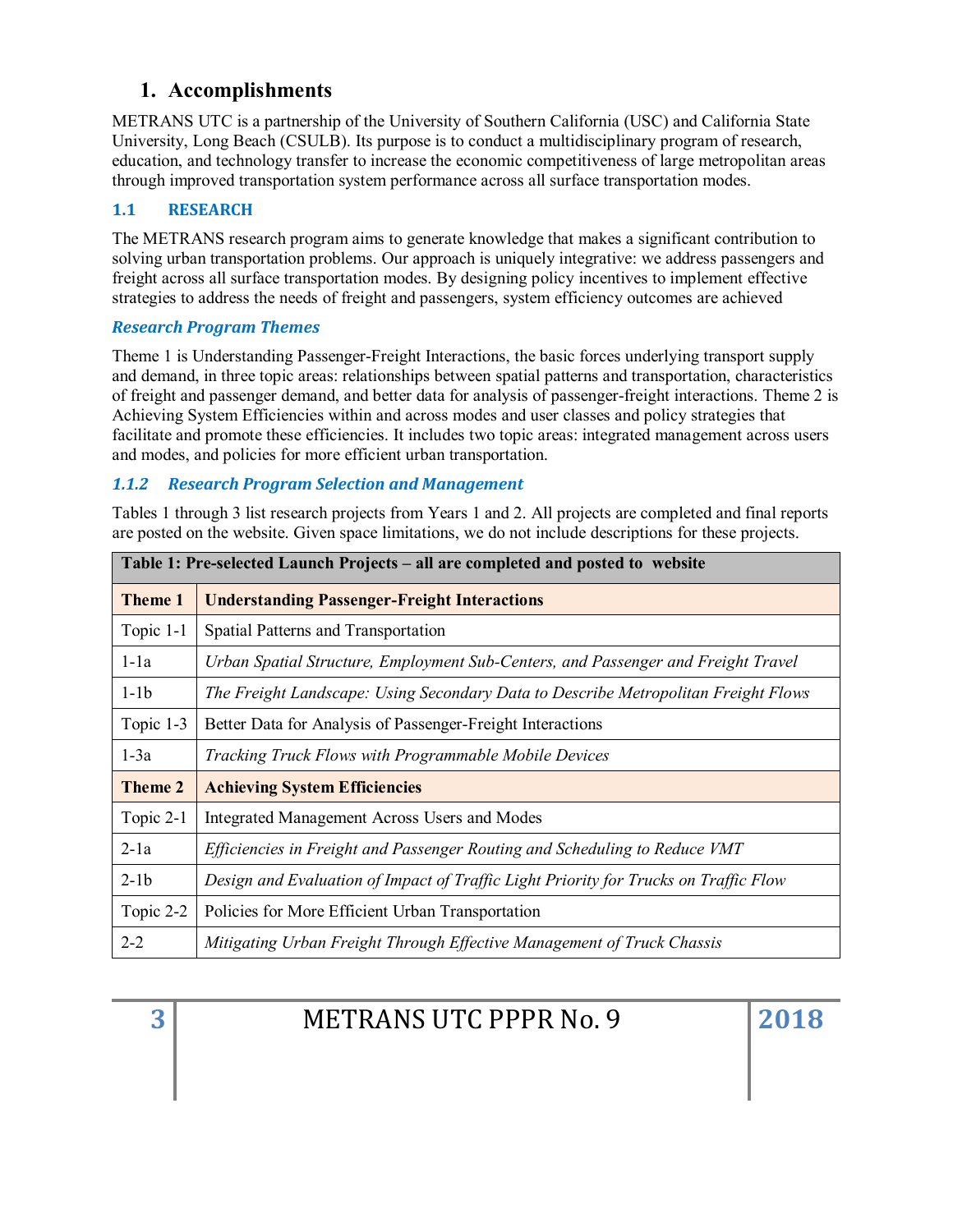# 1. Accomplishments

METRANS UTC is a partnership of the University of Southern California (USC) and California State University, Long Beach (CSULB). Its purpose is to conduct a multidisciplinary program of research, education, and technology transfer to increase the economic competitiveness of large metropolitan areas through improved transportation system performance across all surface transportation modes.

## 1.1 RESEARCH

The METRANS research program aims to generate knowledge that makes a significant contribution to solving urban transportation problems. Our approach is uniquely integrative: we address passengers and freight across all surface transportation modes. By designing policy incentives to implement effective strategies to address the needs of freight and passengers, system efficiency outcomes are achieved

### *Research Program Themes*

Theme 1 is Understanding Passenger-Freight Interactions, the basic forces underlying transport supply and demand, in three topic areas: relationships between spatial patterns and transportation, characteristics of freight and passenger demand, and better data for analysis of passenger-freight interactions. Theme 2 is Achieving System Efficiencies within and across modes and user classes and policy strategies that facilitate and promote these efficiencies. It includes two topic areas: integrated management across users and modes, and policies for more efficient urban transportation.

### *1.1.2 Research Program Selection and Management*

Tables 1 through 3 list research projects from Years 1 and 2. All projects are completed and final reports are posted on the website. Given space limitations, we do not include descriptions for these projects.

| **Table 1: Pre-selected Launch Projects – all are completed and posted to website** | |
|---|---|
| **Theme 1** | **Understanding Passenger-Freight Interactions** |
| Topic 1-1 | Spatial Patterns and Transportation |
| 1-1a | *Urban Spatial Structure, Employment Sub-Centers, and Passenger and Freight Travel* |
| 1-1b | *The Freight Landscape: Using Secondary Data to Describe Metropolitan Freight Flows* |
| Topic 1-3 | Better Data for Analysis of Passenger-Freight Interactions |
| 1-3a | *Tracking Truck Flows with Programmable Mobile Devices* |
| **Theme 2** | **Achieving System Efficiencies** |
| Topic 2-1 | Integrated Management Across Users and Modes |
| 2-1a | *Efficiencies in Freight and Passenger Routing and Scheduling to Reduce VMT* |
| 2-1b | *Design and Evaluation of Impact of Traffic Light Priority for Trucks on Traffic Flow* |
| Topic 2-2 | Policies for More Efficient Urban Transportation |
| 2-2 | *Mitigating Urban Freight Through Effective Management of Truck Chassis* |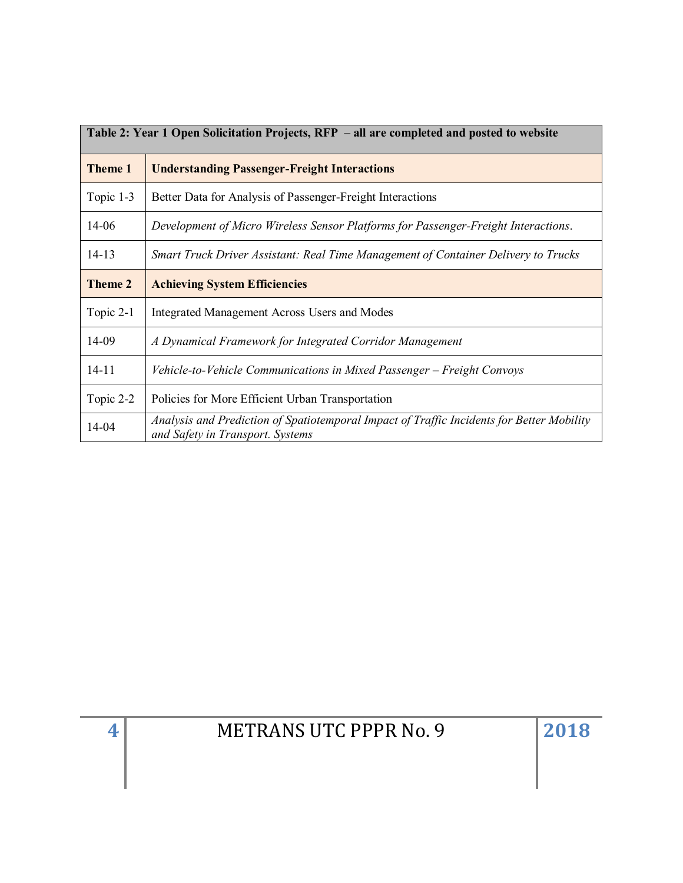| Table 2: Year 1 Open Solicitation Projects, RFP – all are completed and posted to website | |
|---|---|
| **Theme 1** | **Understanding Passenger-Freight Interactions** |
| Topic 1-3 | Better Data for Analysis of Passenger-Freight Interactions |
| 14-06 | *Development of Micro Wireless Sensor Platforms for Passenger-Freight Interactions*. |
| 14-13 | *Smart Truck Driver Assistant: Real Time Management of Container Delivery to Trucks* |
| **Theme 2** | **Achieving System Efficiencies** |
| Topic 2-1 | Integrated Management Across Users and Modes |
| 14-09 | *A Dynamical Framework for Integrated Corridor Management* |
| 14-11 | *Vehicle-to-Vehicle Communications in Mixed Passenger – Freight Convoys* |
| Topic 2-2 | Policies for More Efficient Urban Transportation |
| 14-04 | *Analysis and Prediction of Spatiotemporal Impact of Traffic Incidents for Better Mobility and Safety in Transport. Systems* |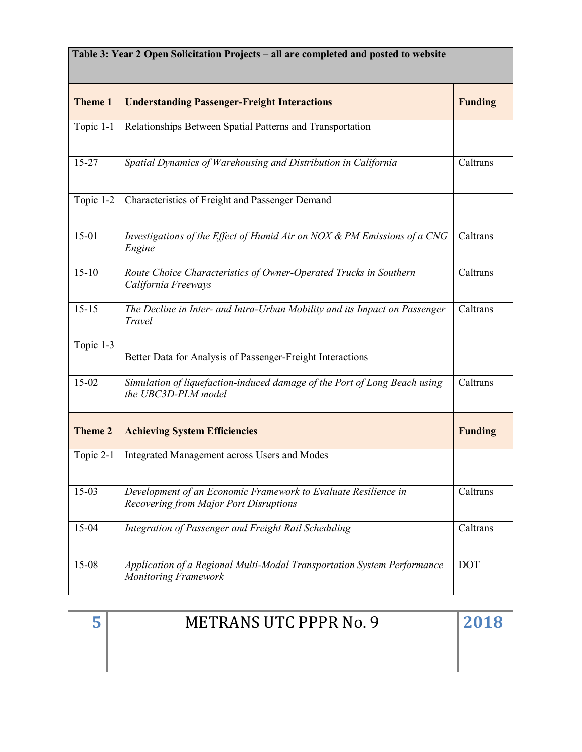| Table 3: Year 2 Open Solicitation Projects – all are completed and posted to website | | |
|---|---|---|
| **Theme 1** | **Understanding Passenger-Freight Interactions** | **Funding** |
| Topic 1-1 | Relationships Between Spatial Patterns and Transportation | |
| 15-27 | *Spatial Dynamics of Warehousing and Distribution in California* | Caltrans |
| Topic 1-2 | Characteristics of Freight and Passenger Demand | |
| 15-01 | *Investigations of the Effect of Humid Air on NOX & PM Emissions of a CNG Engine* | Caltrans |
| 15-10 | *Route Choice Characteristics of Owner-Operated Trucks in Southern California Freeways* | Caltrans |
| 15-15 | *The Decline in Inter- and Intra-Urban Mobility and its Impact on Passenger Travel* | Caltrans |
| Topic 1-3 | Better Data for Analysis of Passenger-Freight Interactions | |
| 15-02 | *Simulation of liquefaction-induced damage of the Port of Long Beach using the UBC3D-PLM model* | Caltrans |
| **Theme 2** | **Achieving System Efficiencies** | **Funding** |
| Topic 2-1 | Integrated Management across Users and Modes | |
| 15-03 | *Development of an Economic Framework to Evaluate Resilience in Recovering from Major Port Disruptions* | Caltrans |
| 15-04 | *Integration of Passenger and Freight Rail Scheduling* | Caltrans |
| 15-08 | *Application of a Regional Multi-Modal Transportation System Performance Monitoring Framework* | DOT |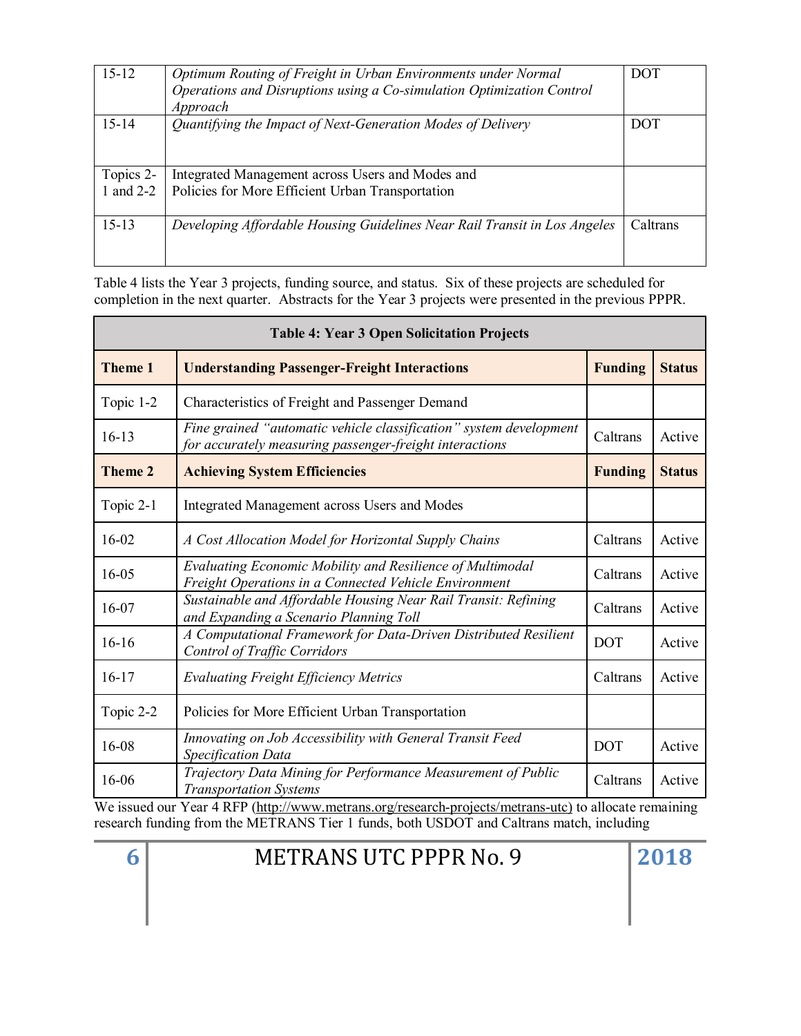| | | |
|---|---|---|
| 15-12 | *Optimum Routing of Freight in Urban Environments under Normal Operations and Disruptions using a Co-simulation Optimization Control Approach* | DOT |
| 15-14 | *Quantifying the Impact of Next-Generation Modes of Delivery* | DOT |
| Topics 2-1 and 2-2 | Integrated Management across Users and Modes and Policies for More Efficient Urban Transportation | |
| 15-13 | *Developing Affordable Housing Guidelines Near Rail Transit in Los Angeles* | Caltrans |

Table 4 lists the Year 3 projects, funding source, and status. Six of these projects are scheduled for completion in the next quarter. Abstracts for the Year 3 projects were presented in the previous PPPR.

| Table 4: Year 3 Open Solicitation Projects | | | |
|---|---|---|---|
| **Theme 1** | **Understanding Passenger-Freight Interactions** | **Funding** | **Status** |
| Topic 1-2 | Characteristics of Freight and Passenger Demand | | |
| 16-13 | *Fine grained "automatic vehicle classification" system development for accurately measuring passenger-freight interactions* | Caltrans | Active |
| **Theme 2** | **Achieving System Efficiencies** | **Funding** | **Status** |
| Topic 2-1 | Integrated Management across Users and Modes | | |
| 16-02 | *A Cost Allocation Model for Horizontal Supply Chains* | Caltrans | Active |
| 16-05 | *Evaluating Economic Mobility and Resilience of Multimodal Freight Operations in a Connected Vehicle Environment* | Caltrans | Active |
| 16-07 | *Sustainable and Affordable Housing Near Rail Transit: Refining and Expanding a Scenario Planning Toll* | Caltrans | Active |
| 16-16 | *A Computational Framework for Data-Driven Distributed Resilient Control of Traffic Corridors* | DOT | Active |
| 16-17 | *Evaluating Freight Efficiency Metrics* | Caltrans | Active |
| Topic 2-2 | Policies for More Efficient Urban Transportation | | |
| 16-08 | *Innovating on Job Accessibility with General Transit Feed Specification Data* | DOT | Active |
| 16-06 | *Trajectory Data Mining for Performance Measurement of Public Transportation Systems* | Caltrans | Active |

We issued our Year 4 RFP (http://www.metrans.org/research-projects/metrans-utc) to allocate remaining research funding from the METRANS Tier 1 funds, both USDOT and Caltrans match, including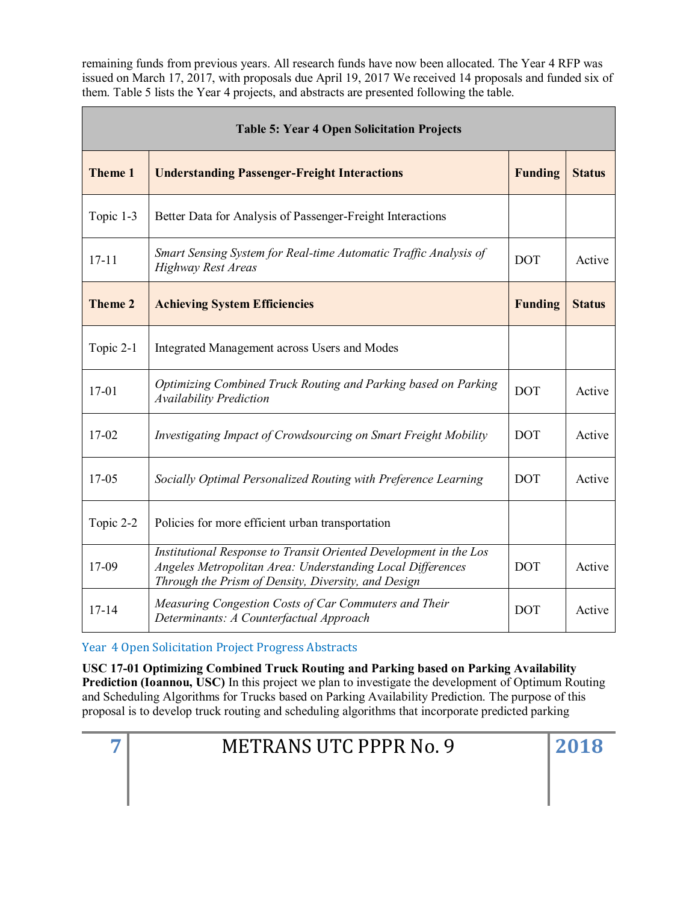remaining funds from previous years. All research funds have now been allocated. The Year 4 RFP was issued on March 17, 2017, with proposals due April 19, 2017 We received 14 proposals and funded six of them. Table 5 lists the Year 4 projects, and abstracts are presented following the table.

| Table 5: Year 4 Open Solicitation Projects | | | |
|---|---|---|---|
| **Theme 1** | **Understanding Passenger-Freight Interactions** | **Funding** | **Status** |
| Topic 1-3 | Better Data for Analysis of Passenger-Freight Interactions | | |
| 17-11 | *Smart Sensing System for Real-time Automatic Traffic Analysis of Highway Rest Areas* | DOT | Active |
| **Theme 2** | **Achieving System Efficiencies** | **Funding** | **Status** |
| Topic 2-1 | Integrated Management across Users and Modes | | |
| 17-01 | *Optimizing Combined Truck Routing and Parking based on Parking Availability Prediction* | DOT | Active |
| 17-02 | *Investigating Impact of Crowdsourcing on Smart Freight Mobility* | DOT | Active |
| 17-05 | *Socially Optimal Personalized Routing with Preference Learning* | DOT | Active |
| Topic 2-2 | Policies for more efficient urban transportation | | |
| 17-09 | *Institutional Response to Transit Oriented Development in the Los Angeles Metropolitan Area: Understanding Local Differences Through the Prism of Density, Diversity, and Design* | DOT | Active |
| 17-14 | *Measuring Congestion Costs of Car Commuters and Their Determinants: A Counterfactual Approach* | DOT | Active |

## Year 4 Open Solicitation Project Progress Abstracts

**USC 17-01 Optimizing Combined Truck Routing and Parking based on Parking Availability Prediction (Ioannou, USC)** In this project we plan to investigate the development of Optimum Routing and Scheduling Algorithms for Trucks based on Parking Availability Prediction. The purpose of this proposal is to develop truck routing and scheduling algorithms that incorporate predicted parking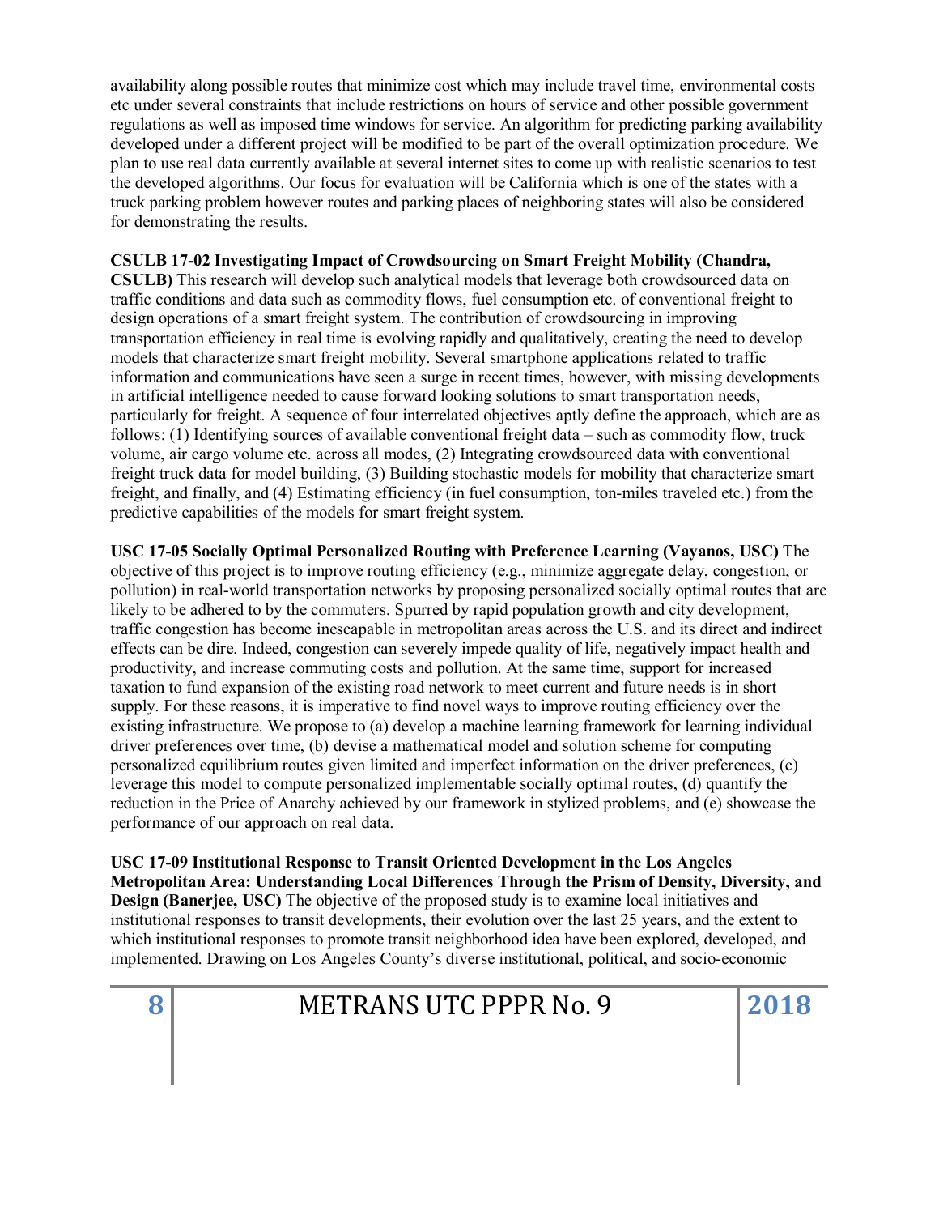availability along possible routes that minimize cost which may include travel time, environmental costs etc under several constraints that include restrictions on hours of service and other possible government regulations as well as imposed time windows for service. An algorithm for predicting parking availability developed under a different project will be modified to be part of the overall optimization procedure. We plan to use real data currently available at several internet sites to come up with realistic scenarios to test the developed algorithms. Our focus for evaluation will be California which is one of the states with a truck parking problem however routes and parking places of neighboring states will also be considered for demonstrating the results.

**CSULB 17-02 Investigating Impact of Crowdsourcing on Smart Freight Mobility (Chandra, CSULB)** This research will develop such analytical models that leverage both crowdsourced data on traffic conditions and data such as commodity flows, fuel consumption etc. of conventional freight to design operations of a smart freight system. The contribution of crowdsourcing in improving transportation efficiency in real time is evolving rapidly and qualitatively, creating the need to develop models that characterize smart freight mobility. Several smartphone applications related to traffic information and communications have seen a surge in recent times, however, with missing developments in artificial intelligence needed to cause forward looking solutions to smart transportation needs, particularly for freight. A sequence of four interrelated objectives aptly define the approach, which are as follows: (1) Identifying sources of available conventional freight data – such as commodity flow, truck volume, air cargo volume etc. across all modes, (2) Integrating crowdsourced data with conventional freight truck data for model building, (3) Building stochastic models for mobility that characterize smart freight, and finally, and (4) Estimating efficiency (in fuel consumption, ton-miles traveled etc.) from the predictive capabilities of the models for smart freight system.

**USC 17-05 Socially Optimal Personalized Routing with Preference Learning (Vayanos, USC)** The objective of this project is to improve routing efficiency (e.g., minimize aggregate delay, congestion, or pollution) in real-world transportation networks by proposing personalized socially optimal routes that are likely to be adhered to by the commuters. Spurred by rapid population growth and city development, traffic congestion has become inescapable in metropolitan areas across the U.S. and its direct and indirect effects can be dire. Indeed, congestion can severely impede quality of life, negatively impact health and productivity, and increase commuting costs and pollution. At the same time, support for increased taxation to fund expansion of the existing road network to meet current and future needs is in short supply. For these reasons, it is imperative to find novel ways to improve routing efficiency over the existing infrastructure. We propose to (a) develop a machine learning framework for learning individual driver preferences over time, (b) devise a mathematical model and solution scheme for computing personalized equilibrium routes given limited and imperfect information on the driver preferences, (c) leverage this model to compute personalized implementable socially optimal routes, (d) quantify the reduction in the Price of Anarchy achieved by our framework in stylized problems, and (e) showcase the performance of our approach on real data.

**USC 17-09 Institutional Response to Transit Oriented Development in the Los Angeles Metropolitan Area: Understanding Local Differences Through the Prism of Density, Diversity, and Design (Banerjee, USC)** The objective of the proposed study is to examine local initiatives and institutional responses to transit developments, their evolution over the last 25 years, and the extent to which institutional responses to promote transit neighborhood idea have been explored, developed, and implemented. Drawing on Los Angeles County's diverse institutional, political, and socio-economic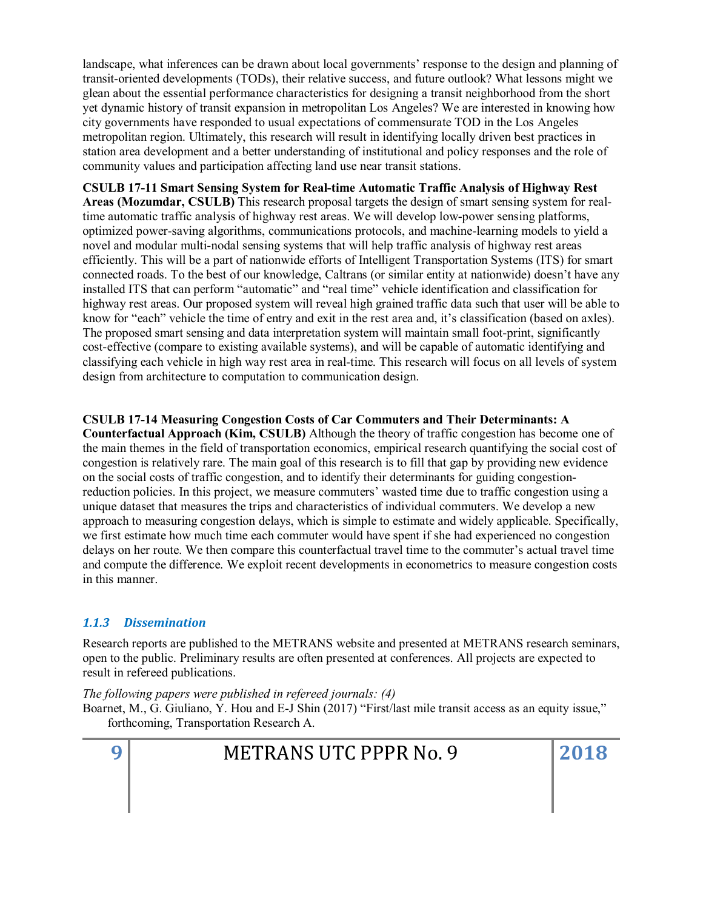landscape, what inferences can be drawn about local governments' response to the design and planning of transit-oriented developments (TODs), their relative success, and future outlook? What lessons might we glean about the essential performance characteristics for designing a transit neighborhood from the short yet dynamic history of transit expansion in metropolitan Los Angeles? We are interested in knowing how city governments have responded to usual expectations of commensurate TOD in the Los Angeles metropolitan region. Ultimately, this research will result in identifying locally driven best practices in station area development and a better understanding of institutional and policy responses and the role of community values and participation affecting land use near transit stations.

**CSULB 17-11 Smart Sensing System for Real-time Automatic Traffic Analysis of Highway Rest Areas (Mozumdar, CSULB)** This research proposal targets the design of smart sensing system for real-time automatic traffic analysis of highway rest areas. We will develop low-power sensing platforms, optimized power-saving algorithms, communications protocols, and machine-learning models to yield a novel and modular multi-nodal sensing systems that will help traffic analysis of highway rest areas efficiently. This will be a part of nationwide efforts of Intelligent Transportation Systems (ITS) for smart connected roads. To the best of our knowledge, Caltrans (or similar entity at nationwide) doesn't have any installed ITS that can perform "automatic" and "real time" vehicle identification and classification for highway rest areas. Our proposed system will reveal high grained traffic data such that user will be able to know for "each" vehicle the time of entry and exit in the rest area and, it's classification (based on axles). The proposed smart sensing and data interpretation system will maintain small foot-print, significantly cost-effective (compare to existing available systems), and will be capable of automatic identifying and classifying each vehicle in high way rest area in real-time. This research will focus on all levels of system design from architecture to computation to communication design.

**CSULB 17-14 Measuring Congestion Costs of Car Commuters and Their Determinants: A Counterfactual Approach (Kim, CSULB)** Although the theory of traffic congestion has become one of the main themes in the field of transportation economics, empirical research quantifying the social cost of congestion is relatively rare. The main goal of this research is to fill that gap by providing new evidence on the social costs of traffic congestion, and to identify their determinants for guiding congestion-reduction policies. In this project, we measure commuters' wasted time due to traffic congestion using a unique dataset that measures the trips and characteristics of individual commuters. We develop a new approach to measuring congestion delays, which is simple to estimate and widely applicable. Specifically, we first estimate how much time each commuter would have spent if she had experienced no congestion delays on her route. We then compare this counterfactual travel time to the commuter's actual travel time and compute the difference. We exploit recent developments in econometrics to measure congestion costs in this manner.

### *1.1.3 Dissemination*

Research reports are published to the METRANS website and presented at METRANS research seminars, open to the public. Preliminary results are often presented at conferences. All projects are expected to result in refereed publications.

*The following papers were published in refereed journals: (4)*

Boarnet, M., G. Giuliano, Y. Hou and E-J Shin (2017) "First/last mile transit access as an equity issue," forthcoming, Transportation Research A.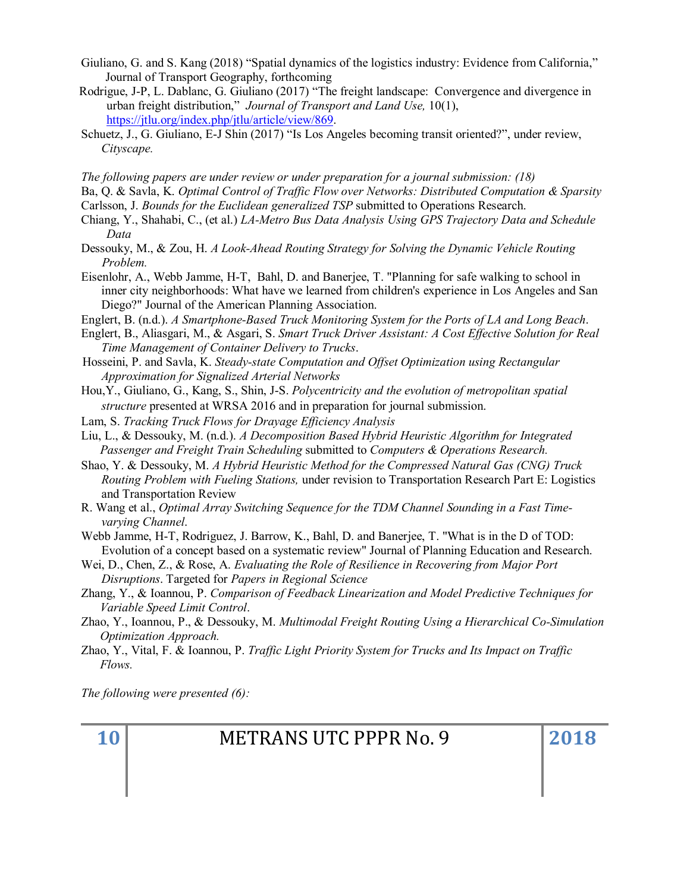Giuliano, G. and S. Kang (2018) "Spatial dynamics of the logistics industry: Evidence from California," Journal of Transport Geography, forthcoming

Rodrigue, J-P, L. Dablanc, G. Giuliano (2017) "The freight landscape: Convergence and divergence in urban freight distribution," *Journal of Transport and Land Use,* 10(1), https://jtlu.org/index.php/jtlu/article/view/869.

Schuetz, J., G. Giuliano, E-J Shin (2017) "Is Los Angeles becoming transit oriented?", under review, *Cityscape.*

*The following papers are under review or under preparation for a journal submission: (18)*

Ba, Q. & Savla, K. *Optimal Control of Traffic Flow over Networks: Distributed Computation & Sparsity*

Carlsson, J. *Bounds for the Euclidean generalized TSP* submitted to Operations Research.

Chiang, Y., Shahabi, C., (et al.) *LA-Metro Bus Data Analysis Using GPS Trajectory Data and Schedule Data*

Dessouky, M., & Zou, H. *A Look-Ahead Routing Strategy for Solving the Dynamic Vehicle Routing Problem.*

Eisenlohr, A., Webb Jamme, H-T, Bahl, D. and Banerjee, T. "Planning for safe walking to school in inner city neighborhoods: What have we learned from children's experience in Los Angeles and San Diego?" Journal of the American Planning Association.

Englert, B. (n.d.). *A Smartphone-Based Truck Monitoring System for the Ports of LA and Long Beach*.

Englert, B., Aliasgari, M., & Asgari, S. *Smart Truck Driver Assistant: A Cost Effective Solution for Real Time Management of Container Delivery to Trucks*.

Hosseini, P. and Savla, K. *Steady-state Computation and Offset Optimization using Rectangular Approximation for Signalized Arterial Networks*

Hou,Y., Giuliano, G., Kang, S., Shin, J-S. *Polycentricity and the evolution of metropolitan spatial structure* presented at WRSA 2016 and in preparation for journal submission.

Lam, S. *Tracking Truck Flows for Drayage Efficiency Analysis*

Liu, L., & Dessouky, M. (n.d.). *A Decomposition Based Hybrid Heuristic Algorithm for Integrated Passenger and Freight Train Scheduling* submitted to *Computers & Operations Research.*

Shao, Y. & Dessouky, M. *A Hybrid Heuristic Method for the Compressed Natural Gas (CNG) Truck Routing Problem with Fueling Stations,* under revision to Transportation Research Part E: Logistics and Transportation Review

R. Wang et al., *Optimal Array Switching Sequence for the TDM Channel Sounding in a Fast Time-varying Channel*.

Webb Jamme, H-T, Rodriguez, J. Barrow, K., Bahl, D. and Banerjee, T. "What is in the D of TOD: Evolution of a concept based on a systematic review" Journal of Planning Education and Research.

Wei, D., Chen, Z., & Rose, A. *Evaluating the Role of Resilience in Recovering from Major Port Disruptions*. Targeted for *Papers in Regional Science*

Zhang, Y., & Ioannou, P. *Comparison of Feedback Linearization and Model Predictive Techniques for Variable Speed Limit Control*.

Zhao, Y., Ioannou, P., & Dessouky, M. *Multimodal Freight Routing Using a Hierarchical Co-Simulation Optimization Approach.*

Zhao, Y., Vital, F. & Ioannou, P. *Traffic Light Priority System for Trucks and Its Impact on Traffic Flows.*

*The following were presented (6):*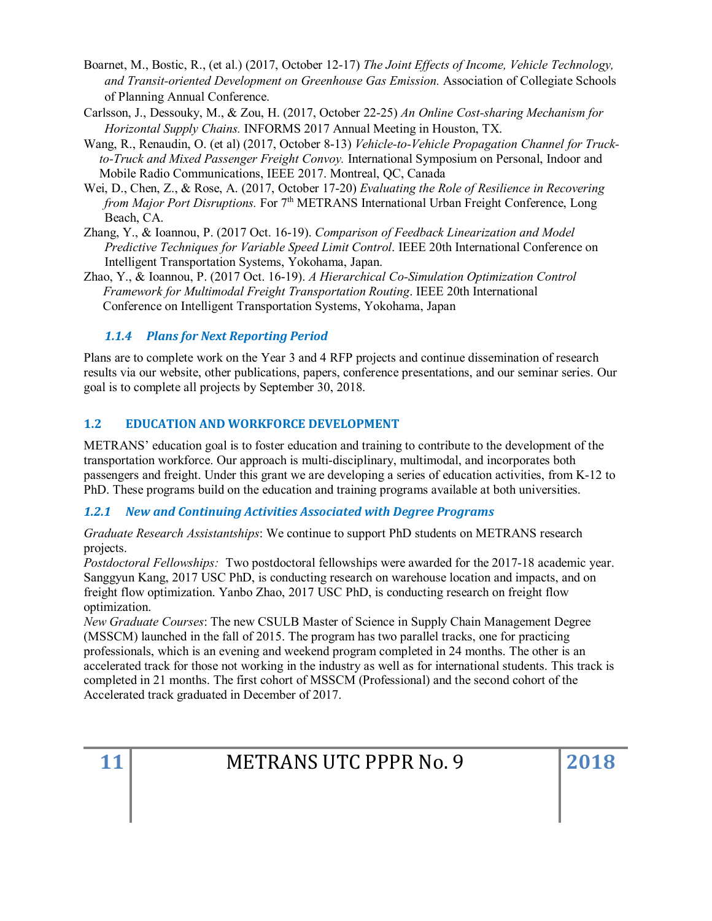Boarnet, M., Bostic, R., (et al.) (2017, October 12-17) *The Joint Effects of Income, Vehicle Technology, and Transit-oriented Development on Greenhouse Gas Emission.* Association of Collegiate Schools of Planning Annual Conference.

Carlsson, J., Dessouky, M., & Zou, H. (2017, October 22-25) *An Online Cost-sharing Mechanism for Horizontal Supply Chains.* INFORMS 2017 Annual Meeting in Houston, TX.

Wang, R., Renaudin, O. (et al) (2017, October 8-13) *Vehicle-to-Vehicle Propagation Channel for Truck-to-Truck and Mixed Passenger Freight Convoy.* International Symposium on Personal, Indoor and Mobile Radio Communications, IEEE 2017. Montreal, QC, Canada

Wei, D., Chen, Z., & Rose, A. (2017, October 17-20) *Evaluating the Role of Resilience in Recovering from Major Port Disruptions.* For 7th METRANS International Urban Freight Conference, Long Beach, CA.

Zhang, Y., & Ioannou, P. (2017 Oct. 16-19). *Comparison of Feedback Linearization and Model Predictive Techniques for Variable Speed Limit Control*. IEEE 20th International Conference on Intelligent Transportation Systems, Yokohama, Japan.

Zhao, Y., & Ioannou, P. (2017 Oct. 16-19). *A Hierarchical Co-Simulation Optimization Control Framework for Multimodal Freight Transportation Routing*. IEEE 20th International Conference on Intelligent Transportation Systems, Yokohama, Japan

#### *1.1.4 Plans for Next Reporting Period*

Plans are to complete work on the Year 3 and 4 RFP projects and continue dissemination of research results via our website, other publications, papers, conference presentations, and our seminar series. Our goal is to complete all projects by September 30, 2018.

## 1.2 EDUCATION AND WORKFORCE DEVELOPMENT

METRANS' education goal is to foster education and training to contribute to the development of the transportation workforce. Our approach is multi-disciplinary, multimodal, and incorporates both passengers and freight. Under this grant we are developing a series of education activities, from K-12 to PhD. These programs build on the education and training programs available at both universities.

### *1.2.1 New and Continuing Activities Associated with Degree Programs*

*Graduate Research Assistantships*: We continue to support PhD students on METRANS research projects.

*Postdoctoral Fellowships:* Two postdoctoral fellowships were awarded for the 2017-18 academic year. Sanggyun Kang, 2017 USC PhD, is conducting research on warehouse location and impacts, and on freight flow optimization. Yanbo Zhao, 2017 USC PhD, is conducting research on freight flow optimization.

*New Graduate Courses*: The new CSULB Master of Science in Supply Chain Management Degree (MSSCM) launched in the fall of 2015. The program has two parallel tracks, one for practicing professionals, which is an evening and weekend program completed in 24 months. The other is an accelerated track for those not working in the industry as well as for international students. This track is completed in 21 months. The first cohort of MSSCM (Professional) and the second cohort of the Accelerated track graduated in December of 2017.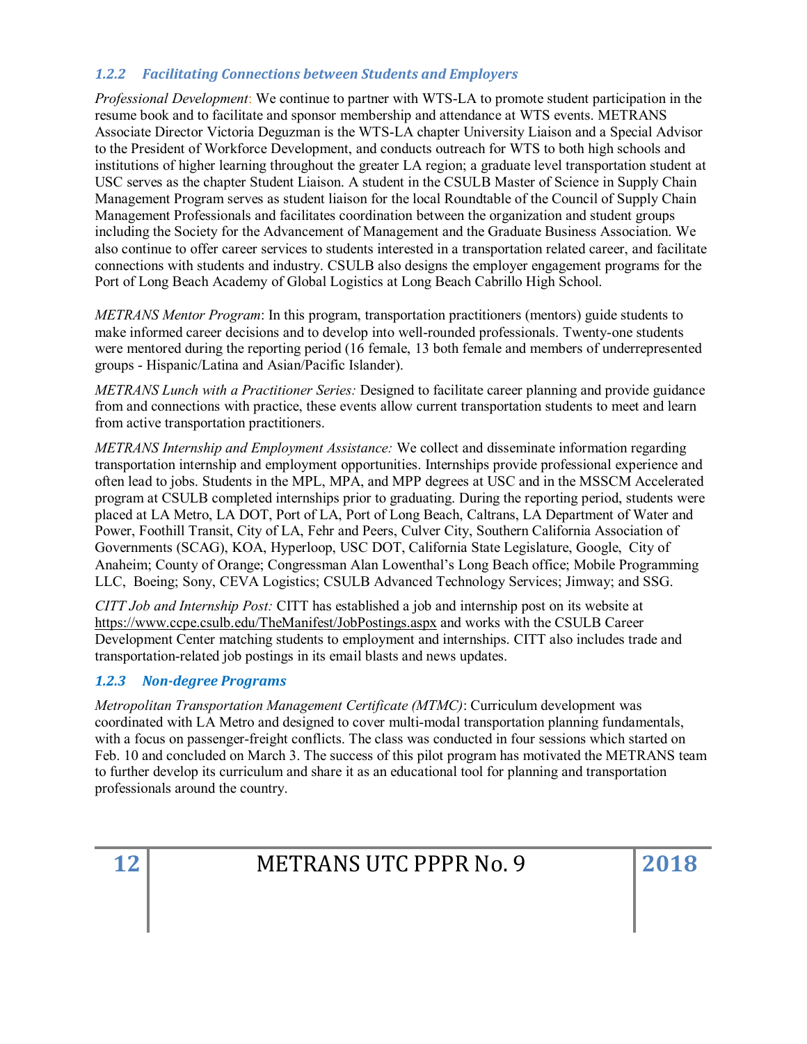### 1.2.2 Facilitating Connections between Students and Employers

*Professional Development*: We continue to partner with WTS-LA to promote student participation in the resume book and to facilitate and sponsor membership and attendance at WTS events. METRANS Associate Director Victoria Deguzman is the WTS-LA chapter University Liaison and a Special Advisor to the President of Workforce Development, and conducts outreach for WTS to both high schools and institutions of higher learning throughout the greater LA region; a graduate level transportation student at USC serves as the chapter Student Liaison. A student in the CSULB Master of Science in Supply Chain Management Program serves as student liaison for the local Roundtable of the Council of Supply Chain Management Professionals and facilitates coordination between the organization and student groups including the Society for the Advancement of Management and the Graduate Business Association. We also continue to offer career services to students interested in a transportation related career, and facilitate connections with students and industry. CSULB also designs the employer engagement programs for the Port of Long Beach Academy of Global Logistics at Long Beach Cabrillo High School.

*METRANS Mentor Program*: In this program, transportation practitioners (mentors) guide students to make informed career decisions and to develop into well-rounded professionals. Twenty-one students were mentored during the reporting period (16 female, 13 both female and members of underrepresented groups - Hispanic/Latina and Asian/Pacific Islander).

*METRANS Lunch with a Practitioner Series:* Designed to facilitate career planning and provide guidance from and connections with practice, these events allow current transportation students to meet and learn from active transportation practitioners.

*METRANS Internship and Employment Assistance:* We collect and disseminate information regarding transportation internship and employment opportunities. Internships provide professional experience and often lead to jobs. Students in the MPL, MPA, and MPP degrees at USC and in the MSSCM Accelerated program at CSULB completed internships prior to graduating. During the reporting period, students were placed at LA Metro, LA DOT, Port of LA, Port of Long Beach, Caltrans, LA Department of Water and Power, Foothill Transit, City of LA, Fehr and Peers, Culver City, Southern California Association of Governments (SCAG), KOA, Hyperloop, USC DOT, California State Legislature, Google, City of Anaheim; County of Orange; Congressman Alan Lowenthal's Long Beach office; Mobile Programming LLC, Boeing; Sony, CEVA Logistics; CSULB Advanced Technology Services; Jimway; and SSG.

*CITT Job and Internship Post:* CITT has established a job and internship post on its website at https://www.ccpe.csulb.edu/TheManifest/JobPostings.aspx and works with the CSULB Career Development Center matching students to employment and internships. CITT also includes trade and transportation-related job postings in its email blasts and news updates.

### 1.2.3 Non-degree Programs

*Metropolitan Transportation Management Certificate (MTMC)*: Curriculum development was coordinated with LA Metro and designed to cover multi-modal transportation planning fundamentals, with a focus on passenger-freight conflicts. The class was conducted in four sessions which started on Feb. 10 and concluded on March 3. The success of this pilot program has motivated the METRANS team to further develop its curriculum and share it as an educational tool for planning and transportation professionals around the country.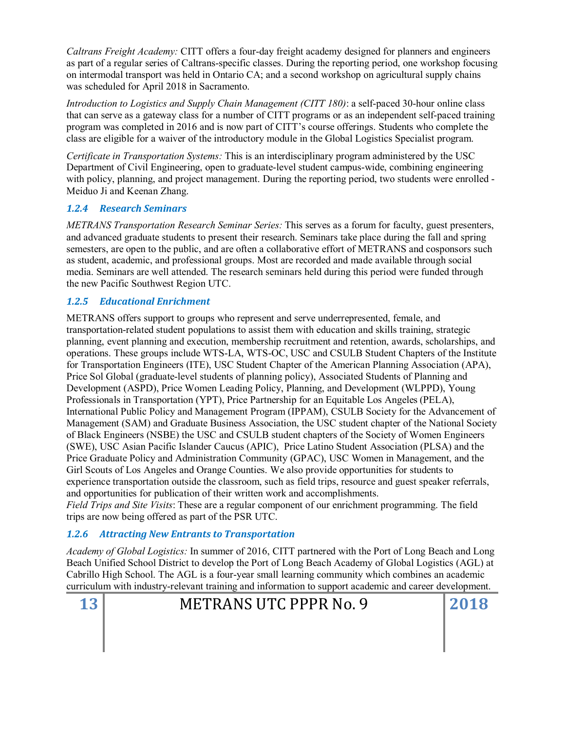*Caltrans Freight Academy:* CITT offers a four-day freight academy designed for planners and engineers as part of a regular series of Caltrans-specific classes. During the reporting period, one workshop focusing on intermodal transport was held in Ontario CA; and a second workshop on agricultural supply chains was scheduled for April 2018 in Sacramento.

*Introduction to Logistics and Supply Chain Management (CITT 180)*: a self-paced 30-hour online class that can serve as a gateway class for a number of CITT programs or as an independent self-paced training program was completed in 2016 and is now part of CITT's course offerings. Students who complete the class are eligible for a waiver of the introductory module in the Global Logistics Specialist program.

*Certificate in Transportation Systems:* This is an interdisciplinary program administered by the USC Department of Civil Engineering, open to graduate-level student campus-wide, combining engineering with policy, planning, and project management. During the reporting period, two students were enrolled - Meiduo Ji and Keenan Zhang.

### *1.2.4 Research Seminars*

*METRANS Transportation Research Seminar Series:* This serves as a forum for faculty, guest presenters, and advanced graduate students to present their research. Seminars take place during the fall and spring semesters, are open to the public, and are often a collaborative effort of METRANS and cosponsors such as student, academic, and professional groups. Most are recorded and made available through social media. Seminars are well attended. The research seminars held during this period were funded through the new Pacific Southwest Region UTC.

### *1.2.5 Educational Enrichment*

METRANS offers support to groups who represent and serve underrepresented, female, and transportation-related student populations to assist them with education and skills training, strategic planning, event planning and execution, membership recruitment and retention, awards, scholarships, and operations. These groups include WTS-LA, WTS-OC, USC and CSULB Student Chapters of the Institute for Transportation Engineers (ITE), USC Student Chapter of the American Planning Association (APA), Price Sol Global (graduate-level students of planning policy), Associated Students of Planning and Development (ASPD), Price Women Leading Policy, Planning, and Development (WLPPD), Young Professionals in Transportation (YPT), Price Partnership for an Equitable Los Angeles (PELA), International Public Policy and Management Program (IPPAM), CSULB Society for the Advancement of Management (SAM) and Graduate Business Association, the USC student chapter of the National Society of Black Engineers (NSBE) the USC and CSULB student chapters of the Society of Women Engineers (SWE), USC Asian Pacific Islander Caucus (APIC), Price Latino Student Association (PLSA) and the Price Graduate Policy and Administration Community (GPAC), USC Women in Management, and the Girl Scouts of Los Angeles and Orange Counties. We also provide opportunities for students to experience transportation outside the classroom, such as field trips, resource and guest speaker referrals, and opportunities for publication of their written work and accomplishments.

*Field Trips and Site Visits*: These are a regular component of our enrichment programming. The field trips are now being offered as part of the PSR UTC.

### *1.2.6 Attracting New Entrants to Transportation*

*Academy of Global Logistics:* In summer of 2016, CITT partnered with the Port of Long Beach and Long Beach Unified School District to develop the Port of Long Beach Academy of Global Logistics (AGL) at Cabrillo High School. The AGL is a four-year small learning community which combines an academic curriculum with industry-relevant training and information to support academic and career development.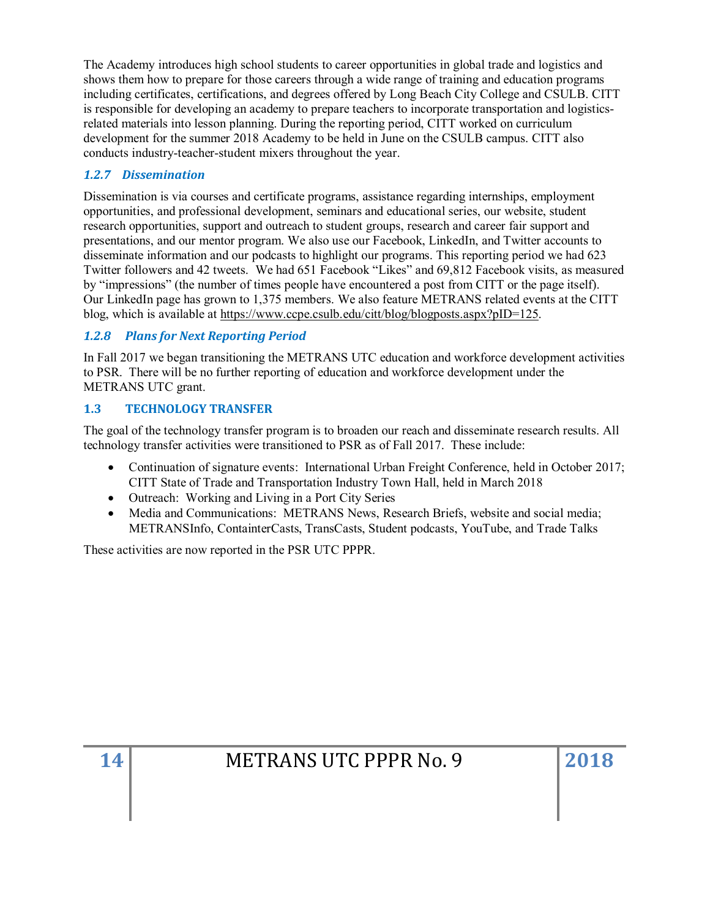The Academy introduces high school students to career opportunities in global trade and logistics and shows them how to prepare for those careers through a wide range of training and education programs including certificates, certifications, and degrees offered by Long Beach City College and CSULB. CITT is responsible for developing an academy to prepare teachers to incorporate transportation and logistics-related materials into lesson planning. During the reporting period, CITT worked on curriculum development for the summer 2018 Academy to be held in June on the CSULB campus. CITT also conducts industry-teacher-student mixers throughout the year.

### *1.2.7 Dissemination*

Dissemination is via courses and certificate programs, assistance regarding internships, employment opportunities, and professional development, seminars and educational series, our website, student research opportunities, support and outreach to student groups, research and career fair support and presentations, and our mentor program. We also use our Facebook, LinkedIn, and Twitter accounts to disseminate information and our podcasts to highlight our programs. This reporting period we had 623 Twitter followers and 42 tweets. We had 651 Facebook "Likes" and 69,812 Facebook visits, as measured by "impressions" (the number of times people have encountered a post from CITT or the page itself). Our LinkedIn page has grown to 1,375 members. We also feature METRANS related events at the CITT blog, which is available at https://www.ccpe.csulb.edu/citt/blog/blogposts.aspx?pID=125.

### *1.2.8 Plans for Next Reporting Period*

In Fall 2017 we began transitioning the METRANS UTC education and workforce development activities to PSR. There will be no further reporting of education and workforce development under the METRANS UTC grant.

## 1.3 TECHNOLOGY TRANSFER

The goal of the technology transfer program is to broaden our reach and disseminate research results. All technology transfer activities were transitioned to PSR as of Fall 2017. These include:

- Continuation of signature events: International Urban Freight Conference, held in October 2017; CITT State of Trade and Transportation Industry Town Hall, held in March 2018
- Outreach: Working and Living in a Port City Series
- Media and Communications: METRANS News, Research Briefs, website and social media; METRANSInfo, ContainterCasts, TransCasts, Student podcasts, YouTube, and Trade Talks

These activities are now reported in the PSR UTC PPPR.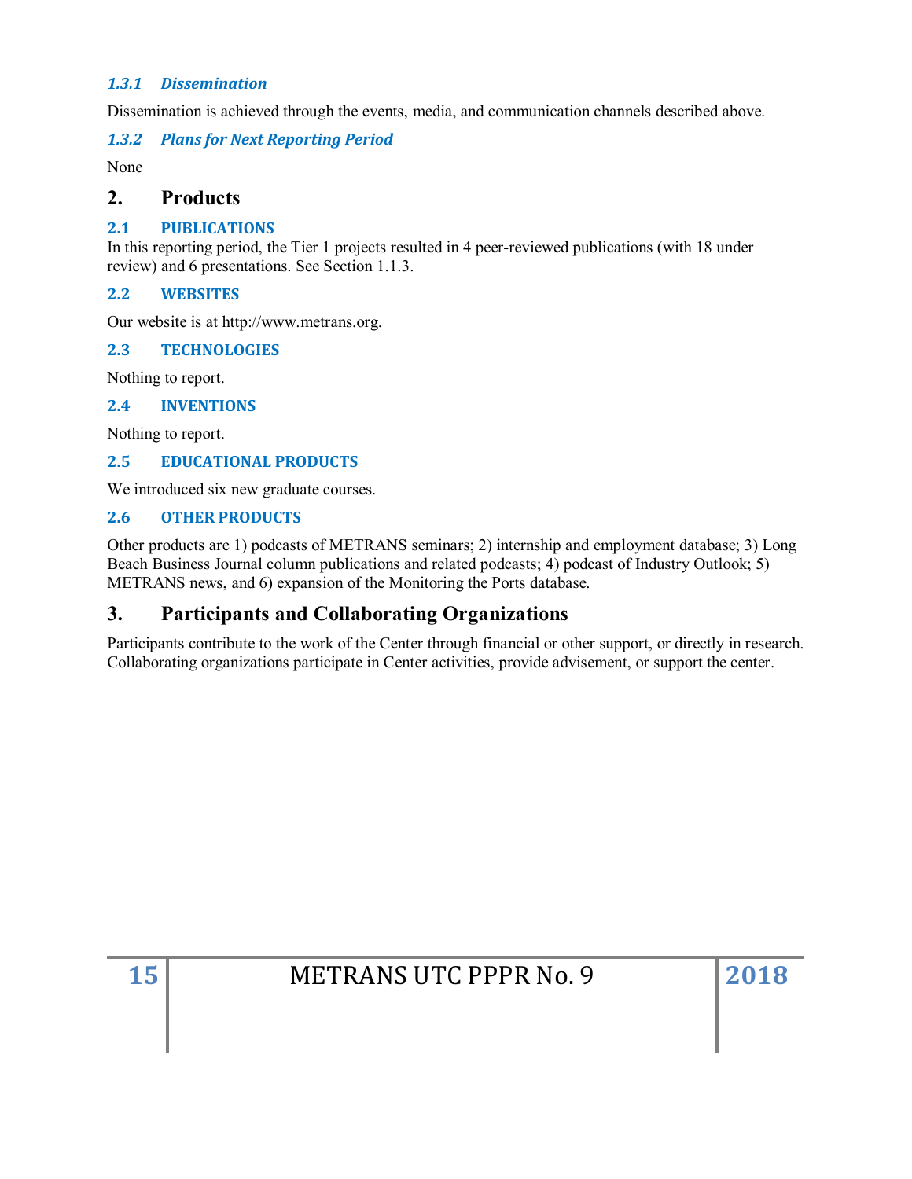#### *1.3.1 Dissemination*

Dissemination is achieved through the events, media, and communication channels described above.

#### *1.3.2 Plans for Next Reporting Period*

None

## 2. Products

### 2.1 PUBLICATIONS

In this reporting period, the Tier 1 projects resulted in 4 peer-reviewed publications (with 18 under review) and 6 presentations. See Section 1.1.3.

### 2.2 WEBSITES

Our website is at http://www.metrans.org.

### 2.3 TECHNOLOGIES

Nothing to report.

### 2.4 INVENTIONS

Nothing to report.

### 2.5 EDUCATIONAL PRODUCTS

We introduced six new graduate courses.

### 2.6 OTHER PRODUCTS

Other products are 1) podcasts of METRANS seminars; 2) internship and employment database; 3) Long Beach Business Journal column publications and related podcasts; 4) podcast of Industry Outlook; 5) METRANS news, and 6) expansion of the Monitoring the Ports database.

## 3. Participants and Collaborating Organizations

Participants contribute to the work of the Center through financial or other support, or directly in research. Collaborating organizations participate in Center activities, provide advisement, or support the center.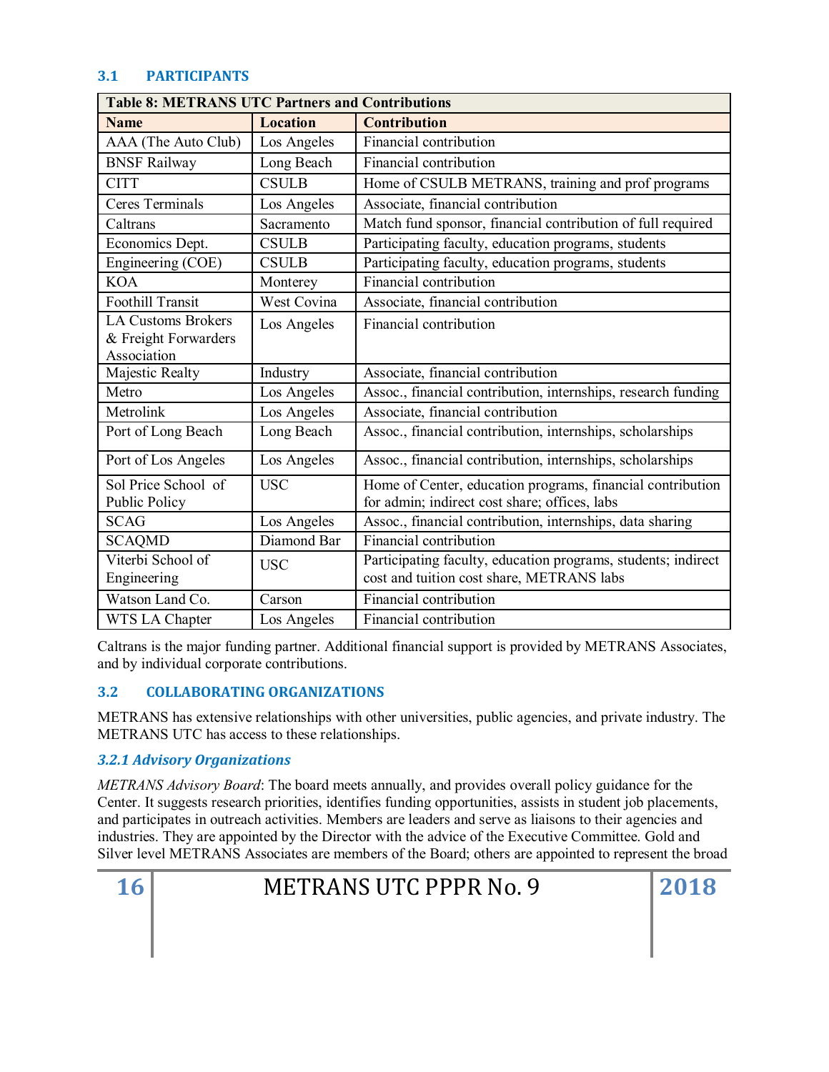### 3.1 PARTICIPANTS

| Table 8: METRANS UTC Partners and Contributions | | |
|---|---|---|
| **Name** | **Location** | **Contribution** |
| AAA (The Auto Club) | Los Angeles | Financial contribution |
| BNSF Railway | Long Beach | Financial contribution |
| CITT | CSULB | Home of CSULB METRANS, training and prof programs |
| Ceres Terminals | Los Angeles | Associate, financial contribution |
| Caltrans | Sacramento | Match fund sponsor, financial contribution of full required |
| Economics Dept. | CSULB | Participating faculty, education programs, students |
| Engineering (COE) | CSULB | Participating faculty, education programs, students |
| KOA | Monterey | Financial contribution |
| Foothill Transit | West Covina | Associate, financial contribution |
| LA Customs Brokers & Freight Forwarders Association | Los Angeles | Financial contribution |
| Majestic Realty | Industry | Associate, financial contribution |
| Metro | Los Angeles | Assoc., financial contribution, internships, research funding |
| Metrolink | Los Angeles | Associate, financial contribution |
| Port of Long Beach | Long Beach | Assoc., financial contribution, internships, scholarships |
| Port of Los Angeles | Los Angeles | Assoc., financial contribution, internships, scholarships |
| Sol Price School of Public Policy | USC | Home of Center, education programs, financial contribution for admin; indirect cost share; offices, labs |
| SCAG | Los Angeles | Assoc., financial contribution, internships, data sharing |
| SCAQMD | Diamond Bar | Financial contribution |
| Viterbi School of Engineering | USC | Participating faculty, education programs, students; indirect cost and tuition cost share, METRANS labs |
| Watson Land Co. | Carson | Financial contribution |
| WTS LA Chapter | Los Angeles | Financial contribution |

Caltrans is the major funding partner. Additional financial support is provided by METRANS Associates, and by individual corporate contributions.

### 3.2 COLLABORATING ORGANIZATIONS

METRANS has extensive relationships with other universities, public agencies, and private industry. The METRANS UTC has access to these relationships.

#### *3.2.1 Advisory Organizations*

*METRANS Advisory Board*: The board meets annually, and provides overall policy guidance for the Center. It suggests research priorities, identifies funding opportunities, assists in student job placements, and participates in outreach activities. Members are leaders and serve as liaisons to their agencies and industries. They are appointed by the Director with the advice of the Executive Committee. Gold and Silver level METRANS Associates are members of the Board; others are appointed to represent the broad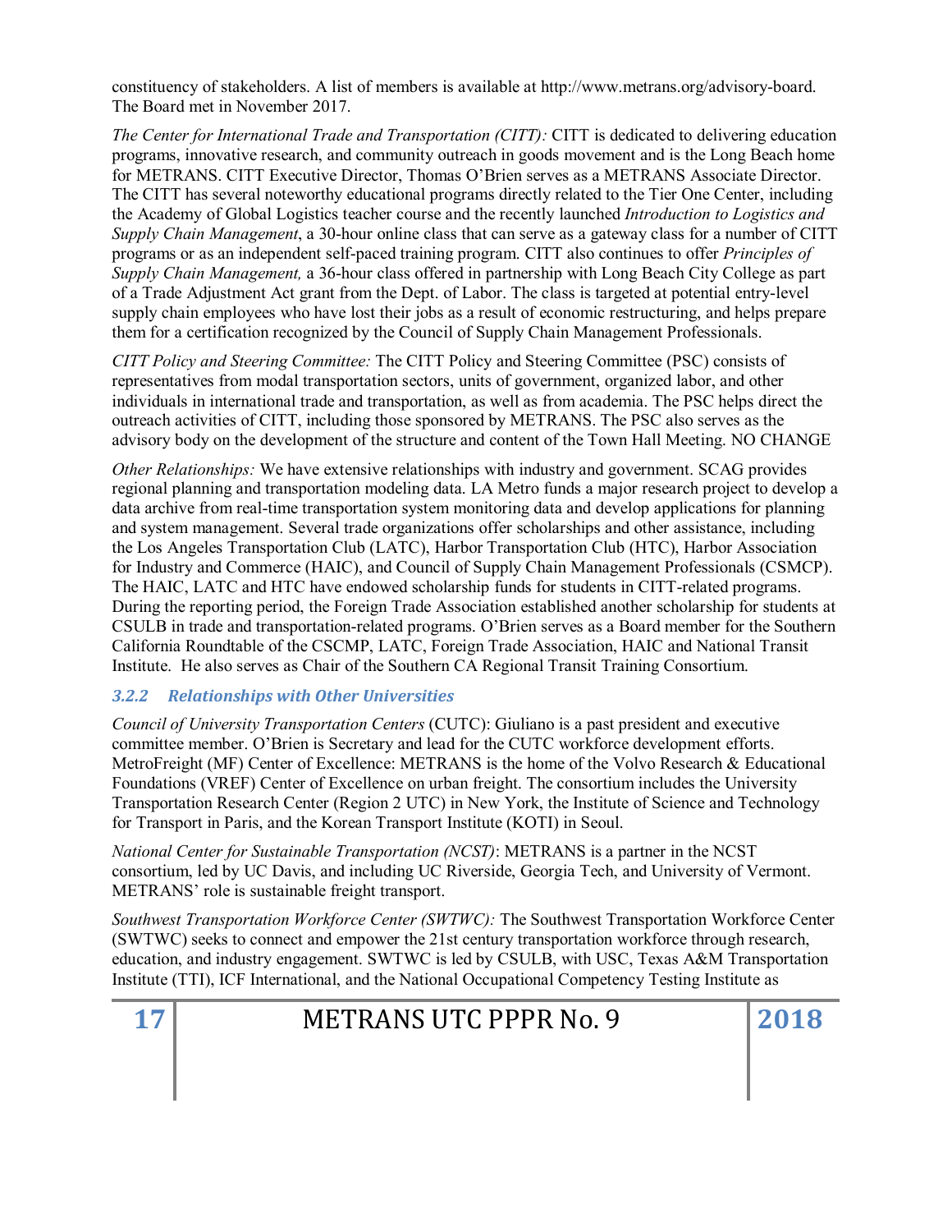constituency of stakeholders. A list of members is available at http://www.metrans.org/advisory-board. The Board met in November 2017.

*The Center for International Trade and Transportation (CITT):* CITT is dedicated to delivering education programs, innovative research, and community outreach in goods movement and is the Long Beach home for METRANS. CITT Executive Director, Thomas O'Brien serves as a METRANS Associate Director. The CITT has several noteworthy educational programs directly related to the Tier One Center, including the Academy of Global Logistics teacher course and the recently launched *Introduction to Logistics and Supply Chain Management*, a 30-hour online class that can serve as a gateway class for a number of CITT programs or as an independent self-paced training program. CITT also continues to offer *Principles of Supply Chain Management,* a 36-hour class offered in partnership with Long Beach City College as part of a Trade Adjustment Act grant from the Dept. of Labor. The class is targeted at potential entry-level supply chain employees who have lost their jobs as a result of economic restructuring, and helps prepare them for a certification recognized by the Council of Supply Chain Management Professionals.

*CITT Policy and Steering Committee:* The CITT Policy and Steering Committee (PSC) consists of representatives from modal transportation sectors, units of government, organized labor, and other individuals in international trade and transportation, as well as from academia. The PSC helps direct the outreach activities of CITT, including those sponsored by METRANS. The PSC also serves as the advisory body on the development of the structure and content of the Town Hall Meeting. NO CHANGE

*Other Relationships:* We have extensive relationships with industry and government. SCAG provides regional planning and transportation modeling data. LA Metro funds a major research project to develop a data archive from real-time transportation system monitoring data and develop applications for planning and system management. Several trade organizations offer scholarships and other assistance, including the Los Angeles Transportation Club (LATC), Harbor Transportation Club (HTC), Harbor Association for Industry and Commerce (HAIC), and Council of Supply Chain Management Professionals (CSMCP). The HAIC, LATC and HTC have endowed scholarship funds for students in CITT-related programs. During the reporting period, the Foreign Trade Association established another scholarship for students at CSULB in trade and transportation-related programs. O'Brien serves as a Board member for the Southern California Roundtable of the CSCMP, LATC, Foreign Trade Association, HAIC and National Transit Institute. He also serves as Chair of the Southern CA Regional Transit Training Consortium.

### 3.2.2 Relationships with Other Universities

*Council of University Transportation Centers* (CUTC): Giuliano is a past president and executive committee member. O'Brien is Secretary and lead for the CUTC workforce development efforts. MetroFreight (MF) Center of Excellence: METRANS is the home of the Volvo Research & Educational Foundations (VREF) Center of Excellence on urban freight. The consortium includes the University Transportation Research Center (Region 2 UTC) in New York, the Institute of Science and Technology for Transport in Paris, and the Korean Transport Institute (KOTI) in Seoul.

*National Center for Sustainable Transportation (NCST)*: METRANS is a partner in the NCST consortium, led by UC Davis, and including UC Riverside, Georgia Tech, and University of Vermont. METRANS' role is sustainable freight transport.

*Southwest Transportation Workforce Center (SWTWC):* The Southwest Transportation Workforce Center (SWTWC) seeks to connect and empower the 21st century transportation workforce through research, education, and industry engagement. SWTWC is led by CSULB, with USC, Texas A&M Transportation Institute (TTI), ICF International, and the National Occupational Competency Testing Institute as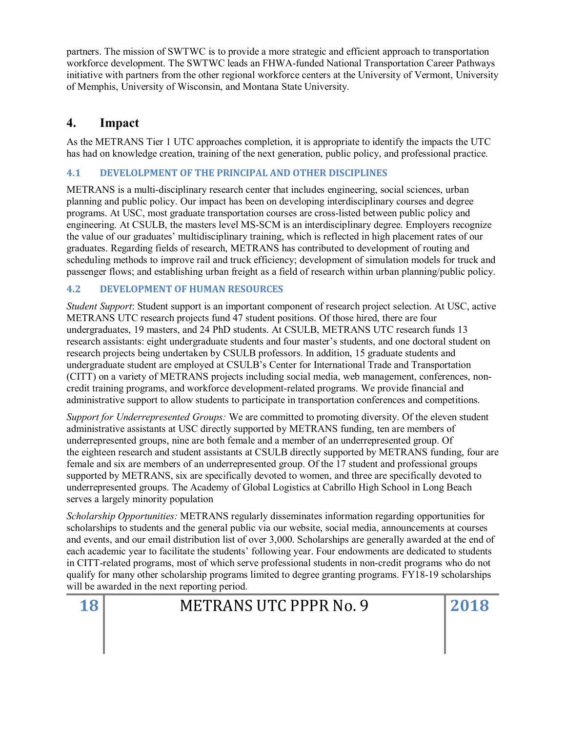partners. The mission of SWTWC is to provide a more strategic and efficient approach to transportation workforce development. The SWTWC leads an FHWA-funded National Transportation Career Pathways initiative with partners from the other regional workforce centers at the University of Vermont, University of Memphis, University of Wisconsin, and Montana State University.

# 4. Impact

As the METRANS Tier 1 UTC approaches completion, it is appropriate to identify the impacts the UTC has had on knowledge creation, training of the next generation, public policy, and professional practice.

## 4.1 DEVELOLPMENT OF THE PRINCIPAL AND OTHER DISCIPLINES

METRANS is a multi-disciplinary research center that includes engineering, social sciences, urban planning and public policy. Our impact has been on developing interdisciplinary courses and degree programs. At USC, most graduate transportation courses are cross-listed between public policy and engineering. At CSULB, the masters level MS-SCM is an interdisciplinary degree. Employers recognize the value of our graduates' multidisciplinary training, which is reflected in high placement rates of our graduates. Regarding fields of research, METRANS has contributed to development of routing and scheduling methods to improve rail and truck efficiency; development of simulation models for truck and passenger flows; and establishing urban freight as a field of research within urban planning/public policy.

## 4.2 DEVELOPMENT OF HUMAN RESOURCES

*Student Support*: Student support is an important component of research project selection. At USC, active METRANS UTC research projects fund 47 student positions. Of those hired, there are four undergraduates, 19 masters, and 24 PhD students. At CSULB, METRANS UTC research funds 13 research assistants: eight undergraduate students and four master's students, and one doctoral student on research projects being undertaken by CSULB professors. In addition, 15 graduate students and undergraduate student are employed at CSULB's Center for International Trade and Transportation (CITT) on a variety of METRANS projects including social media, web management, conferences, non-credit training programs, and workforce development-related programs. We provide financial and administrative support to allow students to participate in transportation conferences and competitions.

*Support for Underrepresented Groups:* We are committed to promoting diversity. Of the eleven student administrative assistants at USC directly supported by METRANS funding, ten are members of underrepresented groups, nine are both female and a member of an underrepresented group. Of the eighteen research and student assistants at CSULB directly supported by METRANS funding, four are female and six are members of an underrepresented group. Of the 17 student and professional groups supported by METRANS, six are specifically devoted to women, and three are specifically devoted to underrepresented groups. The Academy of Global Logistics at Cabrillo High School in Long Beach serves a largely minority population

*Scholarship Opportunities:* METRANS regularly disseminates information regarding opportunities for scholarships to students and the general public via our website, social media, announcements at courses and events, and our email distribution list of over 3,000. Scholarships are generally awarded at the end of each academic year to facilitate the students' following year. Four endowments are dedicated to students in CITT-related programs, most of which serve professional students in non-credit programs who do not qualify for many other scholarship programs limited to degree granting programs. FY18-19 scholarships will be awarded in the next reporting period.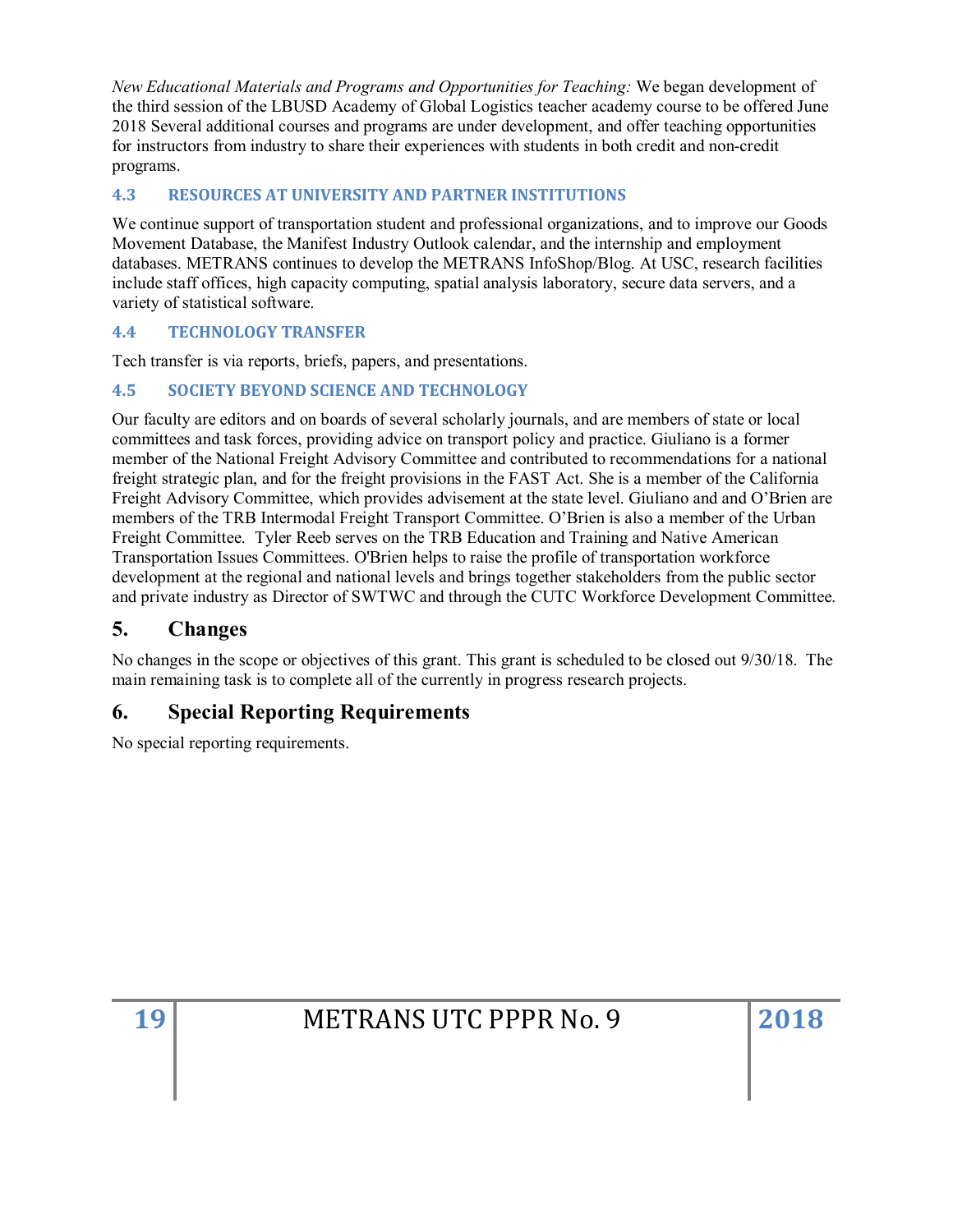*New Educational Materials and Programs and Opportunities for Teaching:* We began development of the third session of the LBUSD Academy of Global Logistics teacher academy course to be offered June 2018 Several additional courses and programs are under development, and offer teaching opportunities for instructors from industry to share their experiences with students in both credit and non-credit programs.

### 4.3 RESOURCES AT UNIVERSITY AND PARTNER INSTITUTIONS

We continue support of transportation student and professional organizations, and to improve our Goods Movement Database, the Manifest Industry Outlook calendar, and the internship and employment databases. METRANS continues to develop the METRANS InfoShop/Blog. At USC, research facilities include staff offices, high capacity computing, spatial analysis laboratory, secure data servers, and a variety of statistical software.

### 4.4 TECHNOLOGY TRANSFER

Tech transfer is via reports, briefs, papers, and presentations.

### 4.5 SOCIETY BEYOND SCIENCE AND TECHNOLOGY

Our faculty are editors and on boards of several scholarly journals, and are members of state or local committees and task forces, providing advice on transport policy and practice. Giuliano is a former member of the National Freight Advisory Committee and contributed to recommendations for a national freight strategic plan, and for the freight provisions in the FAST Act. She is a member of the California Freight Advisory Committee, which provides advisement at the state level. Giuliano and and O'Brien are members of the TRB Intermodal Freight Transport Committee. O'Brien is also a member of the Urban Freight Committee. Tyler Reeb serves on the TRB Education and Training and Native American Transportation Issues Committees. O'Brien helps to raise the profile of transportation workforce development at the regional and national levels and brings together stakeholders from the public sector and private industry as Director of SWTWC and through the CUTC Workforce Development Committee.

## 5. Changes

No changes in the scope or objectives of this grant. This grant is scheduled to be closed out 9/30/18. The main remaining task is to complete all of the currently in progress research projects.

## 6. Special Reporting Requirements

No special reporting requirements.